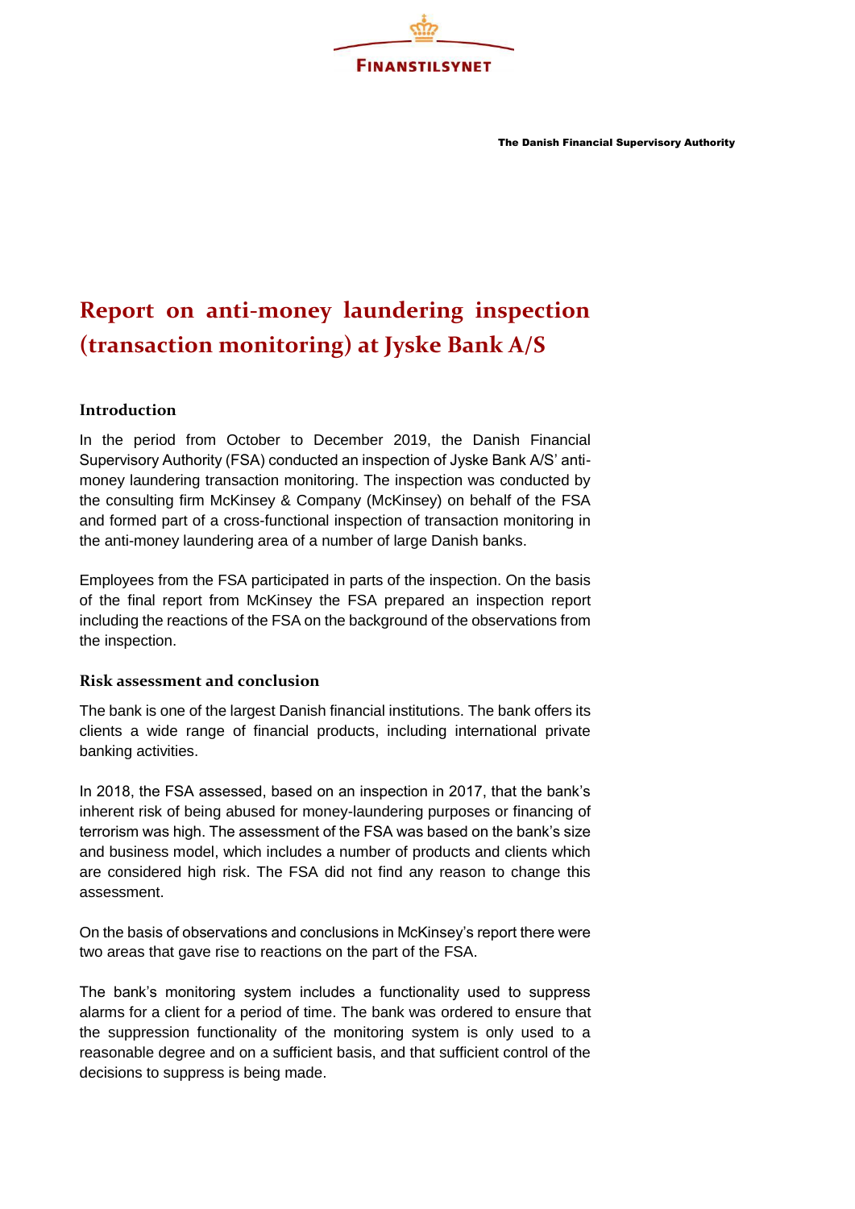FINANSTILSYNET

The Danish Financial Supervisory Authority

# Report on anti-money laundering inspection (transaction monitoring) at Jyske Bank A/S

## Introduction

In the period from October to December 2019, the Danish Financial Supervisory Authority (FSA) conducted an inspection of Jyske Bank A/S' anti-money laundering transaction monitoring. The inspection was conducted by the consulting firm McKinsey & Company (McKinsey) on behalf of the FSA and formed part of a cross-functional inspection of transaction monitoring in the anti-money laundering area of a number of large Danish banks.

Employees from the FSA participated in parts of the inspection. On the basis of the final report from McKinsey the FSA prepared an inspection report including the reactions of the FSA on the background of the observations from the inspection.

## Risk assessment and conclusion

The bank is one of the largest Danish financial institutions. The bank offers its clients a wide range of financial products, including international private banking activities.

In 2018, the FSA assessed, based on an inspection in 2017, that the bank's inherent risk of being abused for money-laundering purposes or financing of terrorism was high. The assessment of the FSA was based on the bank's size and business model, which includes a number of products and clients which are considered high risk. The FSA did not find any reason to change this assessment.

On the basis of observations and conclusions in McKinsey's report there were two areas that gave rise to reactions on the part of the FSA.

The bank's monitoring system includes a functionality used to suppress alarms for a client for a period of time. The bank was ordered to ensure that the suppression functionality of the monitoring system is only used to a reasonable degree and on a sufficient basis, and that sufficient control of the decisions to suppress is being made.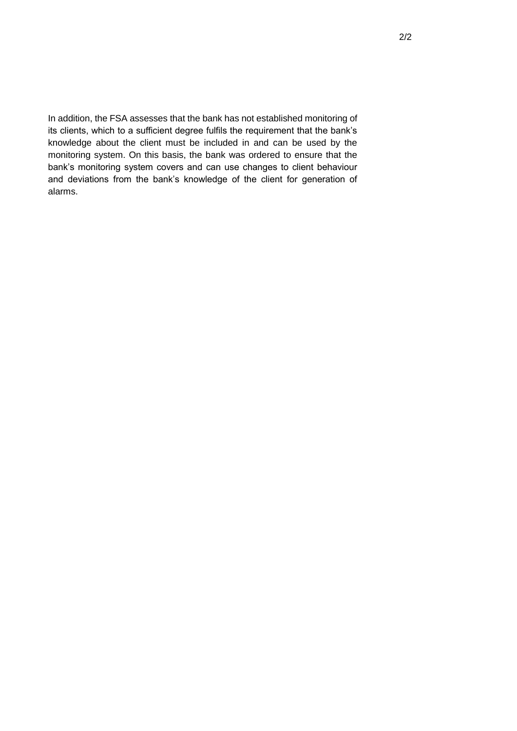In addition, the FSA assesses that the bank has not established monitoring of its clients, which to a sufficient degree fulfils the requirement that the bank's knowledge about the client must be included in and can be used by the monitoring system. On this basis, the bank was ordered to ensure that the bank's monitoring system covers and can use changes to client behaviour and deviations from the bank's knowledge of the client for generation of alarms.